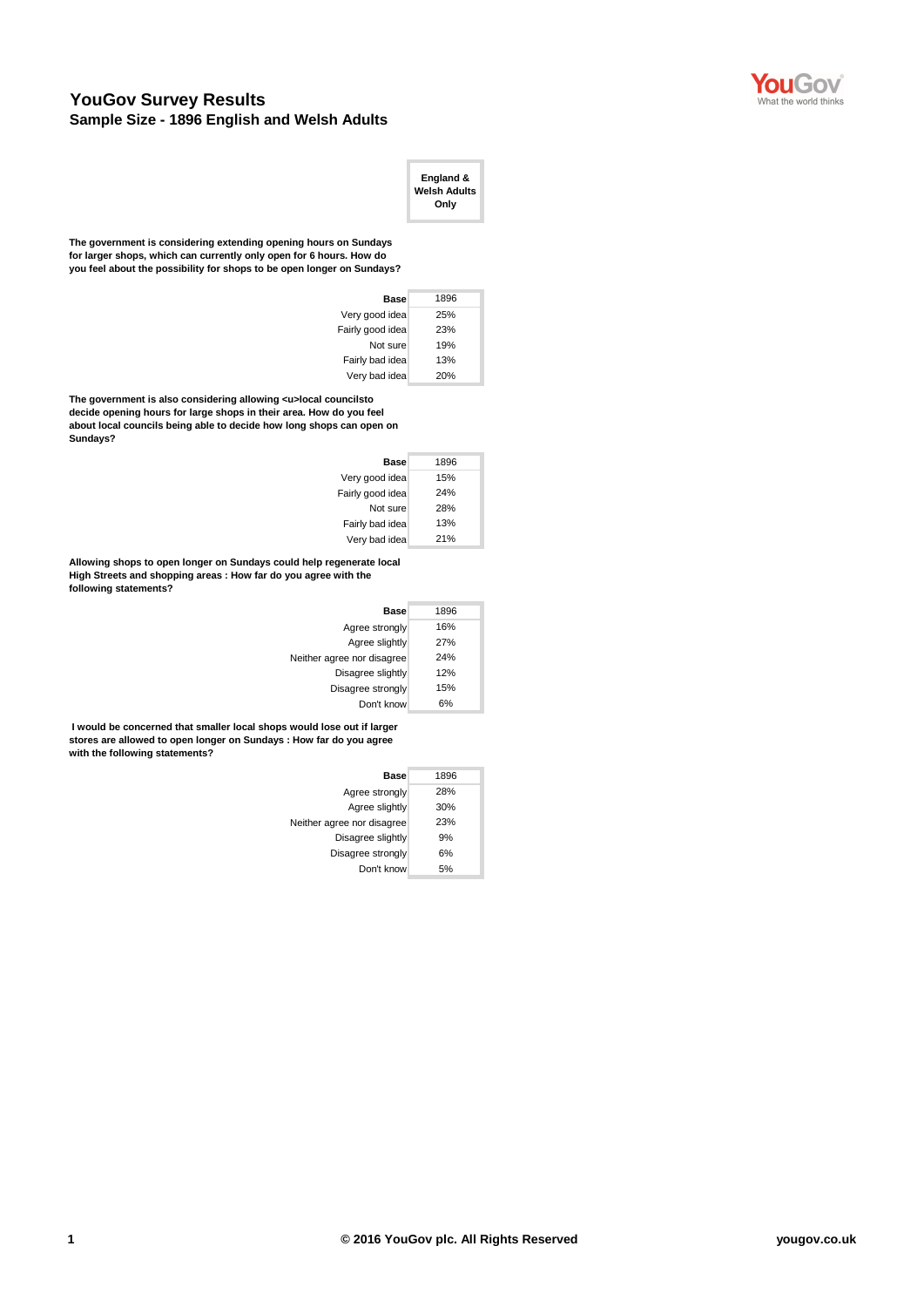# YouGov Survey Results

## Sample Size - 1896 English and Welsh Adults

| | England & Welsh Adults Only |
|---|---|

**The government is considering extending opening hours on Sundays for larger shops, which can currently only open for 6 hours. How do you feel about the possibility for shops to be open longer on Sundays?**

| | England & Welsh Adults Only |
|---|---|
| **Base** | 1896 |
| Very good idea | 25% |
| Fairly good idea | 23% |
| Not sure | 19% |
| Fairly bad idea | 13% |
| Very bad idea | 20% |

**The government is also considering allowing <u>local councilsto decide opening hours for large shops in their area. How do you feel about local councils being able to decide how long shops can open on Sundays?**

| | England & Welsh Adults Only |
|---|---|
| **Base** | 1896 |
| Very good idea | 15% |
| Fairly good idea | 24% |
| Not sure | 28% |
| Fairly bad idea | 13% |
| Very bad idea | 21% |

**Allowing shops to open longer on Sundays could help regenerate local High Streets and shopping areas : How far do you agree with the following statements?**

| | England & Welsh Adults Only |
|---|---|
| **Base** | 1896 |
| Agree strongly | 16% |
| Agree slightly | 27% |
| Neither agree nor disagree | 24% |
| Disagree slightly | 12% |
| Disagree strongly | 15% |
| Don't know | 6% |

**I would be concerned that smaller local shops would lose out if larger stores are allowed to open longer on Sundays : How far do you agree with the following statements?**

| | England & Welsh Adults Only |
|---|---|
| **Base** | 1896 |
| Agree strongly | 28% |
| Agree slightly | 30% |
| Neither agree nor disagree | 23% |
| Disagree slightly | 9% |
| Disagree strongly | 6% |
| Don't know | 5% |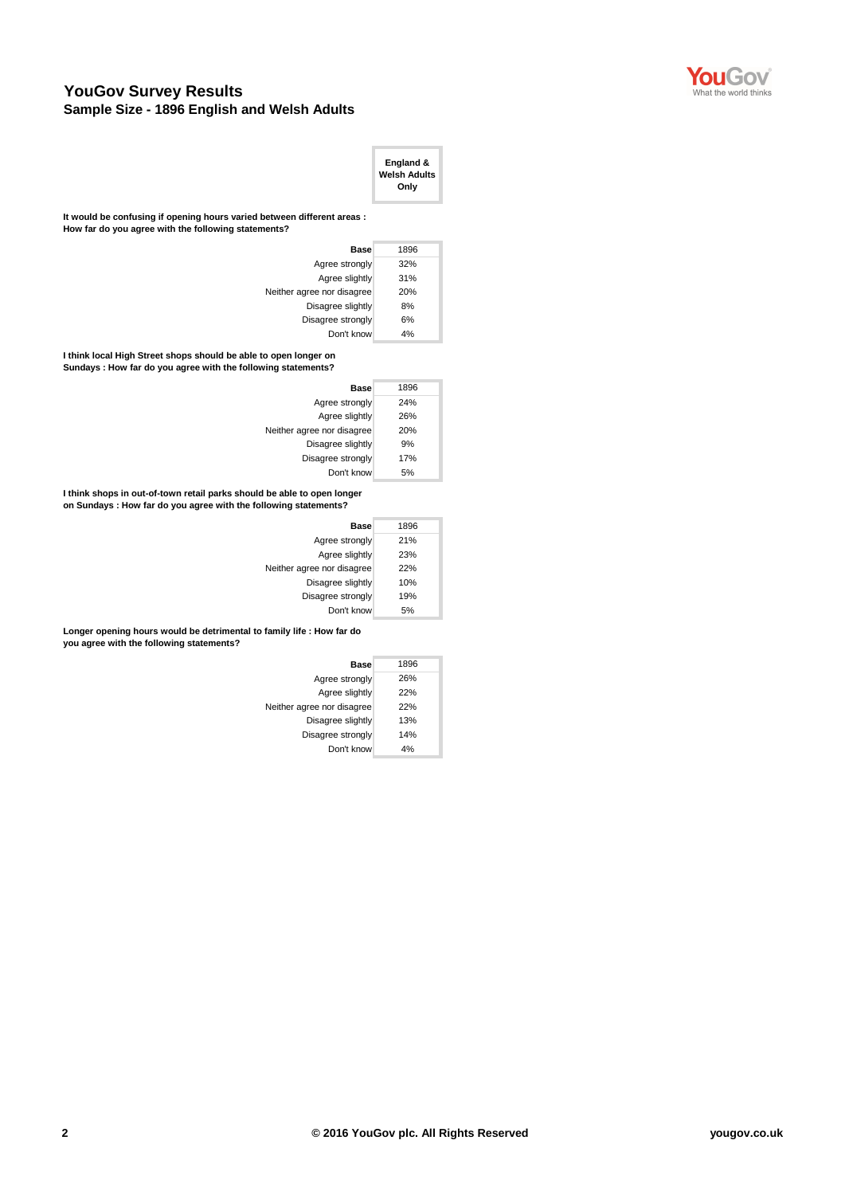# YouGov Survey Results

**Sample Size - 1896 English and Welsh Adults**

**It would be confusing if opening hours varied between different areas : How far do you agree with the following statements?**

| | England & Welsh Adults Only |
|---|---|
| **Base** | 1896 |
| Agree strongly | 32% |
| Agree slightly | 31% |
| Neither agree nor disagree | 20% |
| Disagree slightly | 8% |
| Disagree strongly | 6% |
| Don't know | 4% |

**I think local High Street shops should be able to open longer on Sundays : How far do you agree with the following statements?**

| | England & Welsh Adults Only |
|---|---|
| **Base** | 1896 |
| Agree strongly | 24% |
| Agree slightly | 26% |
| Neither agree nor disagree | 20% |
| Disagree slightly | 9% |
| Disagree strongly | 17% |
| Don't know | 5% |

**I think shops in out-of-town retail parks should be able to open longer on Sundays : How far do you agree with the following statements?**

| | England & Welsh Adults Only |
|---|---|
| **Base** | 1896 |
| Agree strongly | 21% |
| Agree slightly | 23% |
| Neither agree nor disagree | 22% |
| Disagree slightly | 10% |
| Disagree strongly | 19% |
| Don't know | 5% |

**Longer opening hours would be detrimental to family life : How far do you agree with the following statements?**

| | England & Welsh Adults Only |
|---|---|
| **Base** | 1896 |
| Agree strongly | 26% |
| Agree slightly | 22% |
| Neither agree nor disagree | 22% |
| Disagree slightly | 13% |
| Disagree strongly | 14% |
| Don't know | 4% |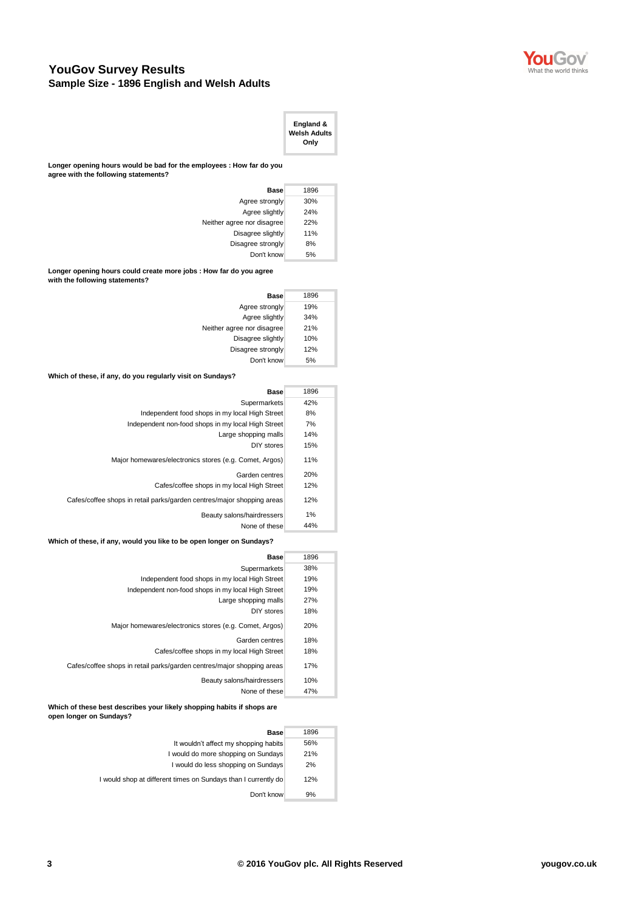## YouGov Survey Results

### Sample Size - 1896 English and Welsh Adults

| | England & Welsh Adults Only |
|---|---|

**Longer opening hours would be bad for the employees : How far do you agree with the following statements?**

| | England & Welsh Adults Only |
|---|---|
| **Base** | 1896 |
| Agree strongly | 30% |
| Agree slightly | 24% |
| Neither agree nor disagree | 22% |
| Disagree slightly | 11% |
| Disagree strongly | 8% |
| Don't know | 5% |

**Longer opening hours could create more jobs : How far do you agree with the following statements?**

| | England & Welsh Adults Only |
|---|---|
| **Base** | 1896 |
| Agree strongly | 19% |
| Agree slightly | 34% |
| Neither agree nor disagree | 21% |
| Disagree slightly | 10% |
| Disagree strongly | 12% |
| Don't know | 5% |

**Which of these, if any, do you regularly visit on Sundays?**

| | England & Welsh Adults Only |
|---|---|
| **Base** | 1896 |
| Supermarkets | 42% |
| Independent food shops in my local High Street | 8% |
| Independent non-food shops in my local High Street | 7% |
| Large shopping malls | 14% |
| DIY stores | 15% |
| Major homewares/electronics stores (e.g. Comet, Argos) | 11% |
| Garden centres | 20% |
| Cafes/coffee shops in my local High Street | 12% |
| Cafes/coffee shops in retail parks/garden centres/major shopping areas | 12% |
| Beauty salons/hairdressers | 1% |
| None of these | 44% |

**Which of these, if any, would you like to be open longer on Sundays?**

| | England & Welsh Adults Only |
|---|---|
| **Base** | 1896 |
| Supermarkets | 38% |
| Independent food shops in my local High Street | 19% |
| Independent non-food shops in my local High Street | 19% |
| Large shopping malls | 27% |
| DIY stores | 18% |
| Major homewares/electronics stores (e.g. Comet, Argos) | 20% |
| Garden centres | 18% |
| Cafes/coffee shops in my local High Street | 18% |
| Cafes/coffee shops in retail parks/garden centres/major shopping areas | 17% |
| Beauty salons/hairdressers | 10% |
| None of these | 47% |

**Which of these best describes your likely shopping habits if shops are open longer on Sundays?**

| | England & Welsh Adults Only |
|---|---|
| **Base** | 1896 |
| It wouldn't affect my shopping habits | 56% |
| I would do more shopping on Sundays | 21% |
| I would do less shopping on Sundays | 2% |
| I would shop at different times on Sundays than I currently do | 12% |
| Don't know | 9% |